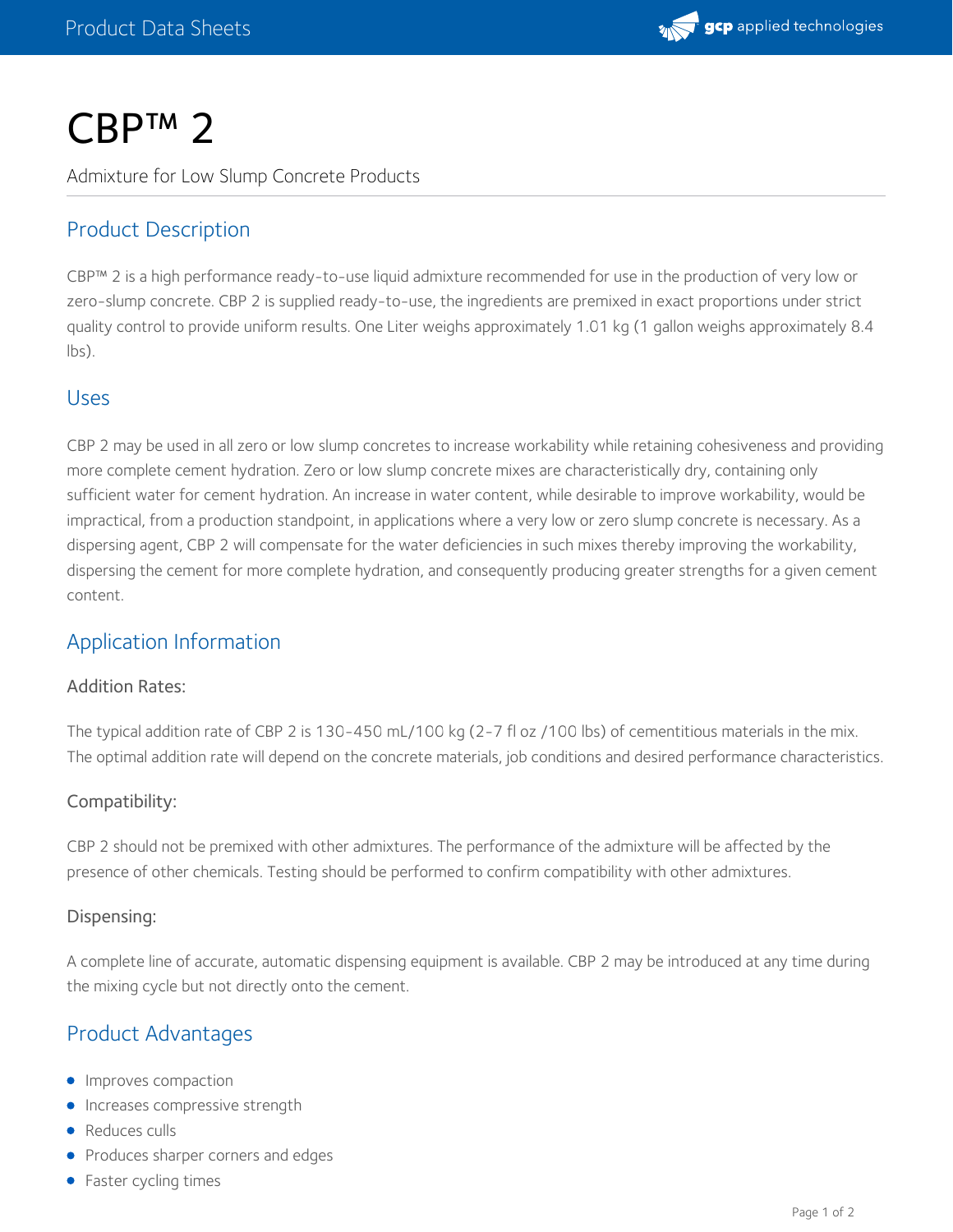# CBP™ 2

Admixture for Low Slump Concrete Products

## Product Description

CBP™ 2 is a high performance ready-to-use liquid admixture recommended for use in the production of very low or zero-slump concrete. CBP 2 is supplied ready-to-use, the ingredients are premixed in exact proportions under strict quality control to provide uniform results. One Liter weighs approximately 1.01 kg (1 gallon weighs approximately 8.4 lbs).

## Uses

CBP 2 may be used in all zero or low slump concretes to increase workability while retaining cohesiveness and providing more complete cement hydration. Zero or low slump concrete mixes are characteristically dry, containing only sufficient water for cement hydration. An increase in water content, while desirable to improve workability, would be impractical, from a production standpoint, in applications where a very low or zero slump concrete is necessary. As a dispersing agent, CBP 2 will compensate for the water deficiencies in such mixes thereby improving the workability, dispersing the cement for more complete hydration, and consequently producing greater strengths for a given cement content.

## Application Information

### Addition Rates:

The typical addition rate of CBP 2 is 130-450 mL/100 kg (2-7 fl oz /100 lbs) of cementitious materials in the mix. The optimal addition rate will depend on the concrete materials, job conditions and desired performance characteristics.

### Compatibility:

CBP 2 should not be premixed with other admixtures. The performance of the admixture will be affected by the presence of other chemicals. Testing should be performed to confirm compatibility with other admixtures.

### Dispensing:

A complete line of accurate, automatic dispensing equipment is available. CBP 2 may be introduced at any time during the mixing cycle but not directly onto the cement.

## Product Advantages

- Improves compaction
- Increases compressive strength
- Reduces culls
- Produces sharper corners and edges
- Faster cycling times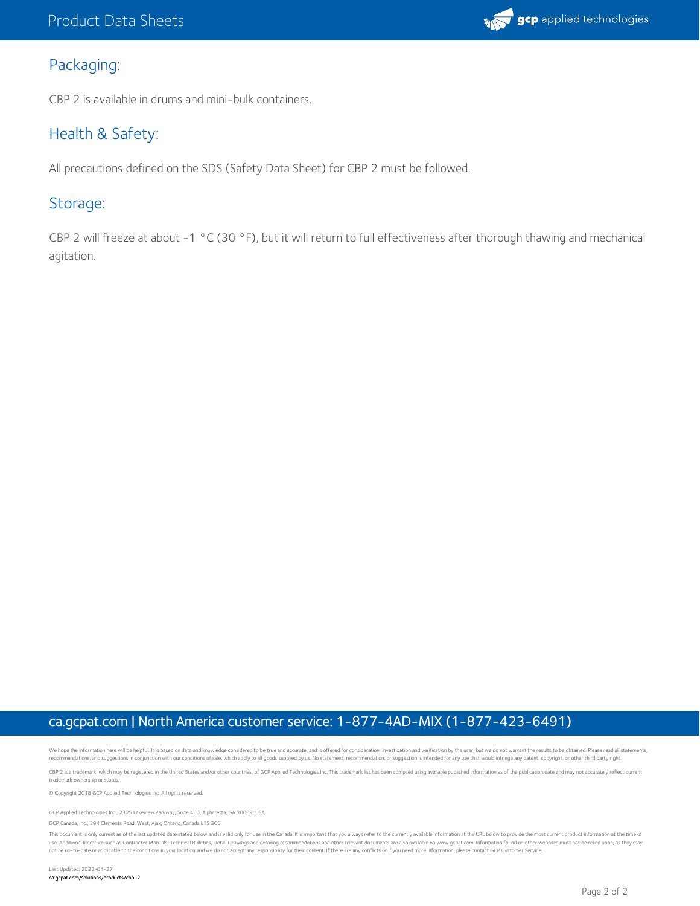## Packaging:

CBP 2 is available in drums and mini-bulk containers.

## Health & Safety:

All precautions defined on the SDS (Safety Data Sheet) for CBP 2 must be followed.

## Storage:

CBP 2 will freeze at about -1 °C (30 °F), but it will return to full effectiveness after thorough thawing and mechanical agitation.

ca.gcpat.com | North America customer service: 1-877-4AD-MIX (1-877-423-6491)

We hope the information here will be helpful. It is based on data and knowledge considered to be true and accurate, and is offered for consideration, investigation and verification by the user, but we do not warrant the results to be obtained. Please read all statements, recommendations, and suggestions in conjunction with our conditions of sale, which apply to all goods supplied by us. No statement, recommendation, or suggestion is intended for any use that would infringe any patent, copyright, or other third party right.

CBP 2 is a trademark, which may be registered in the United States and/or other countries, of GCP Applied Technologies Inc. This trademark list has been compiled using available published information as of the publication date and may not accurately reflect current trademark ownership or status.

© Copyright 2018 GCP Applied Technologies Inc. All rights reserved.

GCP Applied Technologies Inc., 2325 Lakeview Parkway, Suite 450, Alpharetta, GA 30009, USA

GCP Canada, Inc., 294 Clements Road, West, Ajax, Ontario, Canada L1S 3C6.

This document is only current as of the last updated date stated below and is valid only for use in the Canada. It is important that you always refer to the currently available information at the URL below to provide the most current product information at the time of use. Additional literature such as Contractor Manuals, Technical Bulletins, Detail Drawings and detailing recommendations and other relevant documents are also available on www.gcpat.com. Information found on other websites must not be relied upon, as they may not be up-to-date or applicable to the conditions in your location and we do not accept any responsibility for their content. If there are any conflicts or if you need more information, please contact GCP Customer Service.

Last Updated: 2022-04-27

ca.gcpat.com/solutions/products/cbp-2